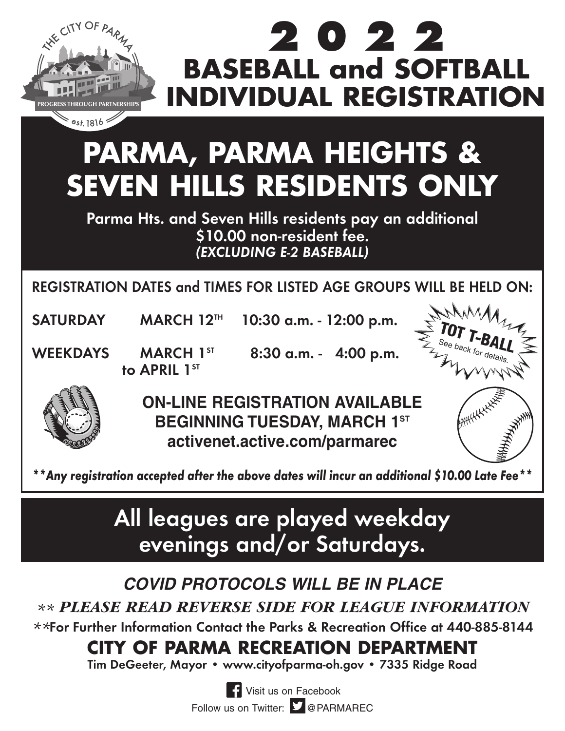# 2022 BASEBALL and SOFTBALL INDIVIDUAL REGISTRATION

## PARMA, PARMA HEIGHTS & SEVEN HILLS RESIDENTS ONLY

Parma Hts. and Seven Hills residents pay an additional $10.00 non-resident fee.
*(EXCLUDING E-2 BASEBALL)*

REGISTRATION DATES and TIMES FOR LISTED AGE GROUPS WILL BE HELD ON:

| | | |
|---|---|---|
| SATURDAY | MARCH 12TH | 10:30 a.m. - 12:00 p.m. |
| WEEKDAYS | MARCH 1ST to APRIL 1ST | 8:30 a.m. - 4:00 p.m. |

**TOT T-BALL** See back for details.

**ON-LINE REGISTRATION AVAILABLE BEGINNING TUESDAY, MARCH 1ST**
**activenet.active.com/parmarec**

***\*\*Any registration accepted after the above dates will incur an additional $10.00 Late Fee\*\****

## All leagues are played weekday evenings and/or Saturdays.

***COVID PROTOCOLS WILL BE IN PLACE***

***\*\* PLEASE READ REVERSE SIDE FOR LEAGUE INFORMATION***

\*\*For Further Information Contact the Parks & Recreation Office at 440-885-8144

**CITY OF PARMA RECREATION DEPARTMENT**

Tim DeGeeter, Mayor • www.cityofparma-oh.gov • 7335 Ridge Road

Visit us on Facebook

Follow us on Twitter: @PARMAREC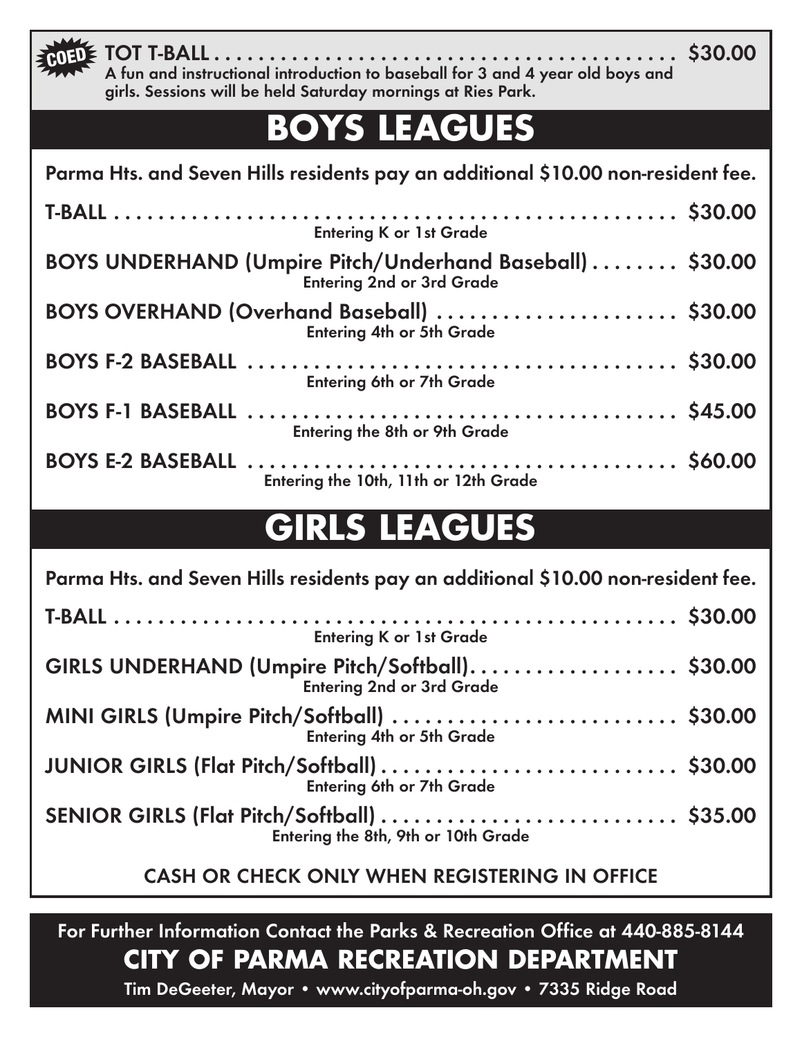COED

**TOT T-BALL** . . . . . . . . . . . . . . . . . . . . . . . . . . . . . . . . . . . . . . . . . . $30.00

A fun and instructional introduction to baseball for 3 and 4 year old boys and girls. Sessions will be held Saturday mornings at Ries Park.

# BOYS LEAGUES

Parma Hts. and Seven Hills residents pay an additional $10.00 non-resident fee.

**T-BALL** . . . . . . . . . . . . . . . . . . . . . . . . . . . . . . . . . . . . . . . . . . . . . . . . . $30.00
Entering K or 1st Grade

**BOYS UNDERHAND (Umpire Pitch/Underhand Baseball)** . . . . . . . . $30.00
Entering 2nd or 3rd Grade

**BOYS OVERHAND (Overhand Baseball)** . . . . . . . . . . . . . . . . . . . . . . $30.00
Entering 4th or 5th Grade

**BOYS F-2 BASEBALL** . . . . . . . . . . . . . . . . . . . . . . . . . . . . . . . . . . . . . . . $30.00
Entering 6th or 7th Grade

**BOYS F-1 BASEBALL** . . . . . . . . . . . . . . . . . . . . . . . . . . . . . . . . . . . . . . . $45.00
Entering the 8th or 9th Grade

**BOYS E-2 BASEBALL** . . . . . . . . . . . . . . . . . . . . . . . . . . . . . . . . . . . . . . . $60.00
Entering the 10th, 11th or 12th Grade

# GIRLS LEAGUES

Parma Hts. and Seven Hills residents pay an additional $10.00 non-resident fee.

**T-BALL** . . . . . . . . . . . . . . . . . . . . . . . . . . . . . . . . . . . . . . . . . . . . . . . . . $30.00
Entering K or 1st Grade

**GIRLS UNDERHAND (Umpire Pitch/Softball)** . . . . . . . . . . . . . . . . . . . $30.00
Entering 2nd or 3rd Grade

**MINI GIRLS (Umpire Pitch/Softball)** . . . . . . . . . . . . . . . . . . . . . . . . . . $30.00
Entering 4th or 5th Grade

**JUNIOR GIRLS (Flat Pitch/Softball)** . . . . . . . . . . . . . . . . . . . . . . . . . . $30.00
Entering 6th or 7th Grade

**SENIOR GIRLS (Flat Pitch/Softball)** . . . . . . . . . . . . . . . . . . . . . . . . . . $35.00
Entering the 8th, 9th or 10th Grade

CASH OR CHECK ONLY WHEN REGISTERING IN OFFICE

For Further Information Contact the Parks & Recreation Office at 440-885-8144

**CITY OF PARMA RECREATION DEPARTMENT**

Tim DeGeeter, Mayor • www.cityofparma-oh.gov • 7335 Ridge Road